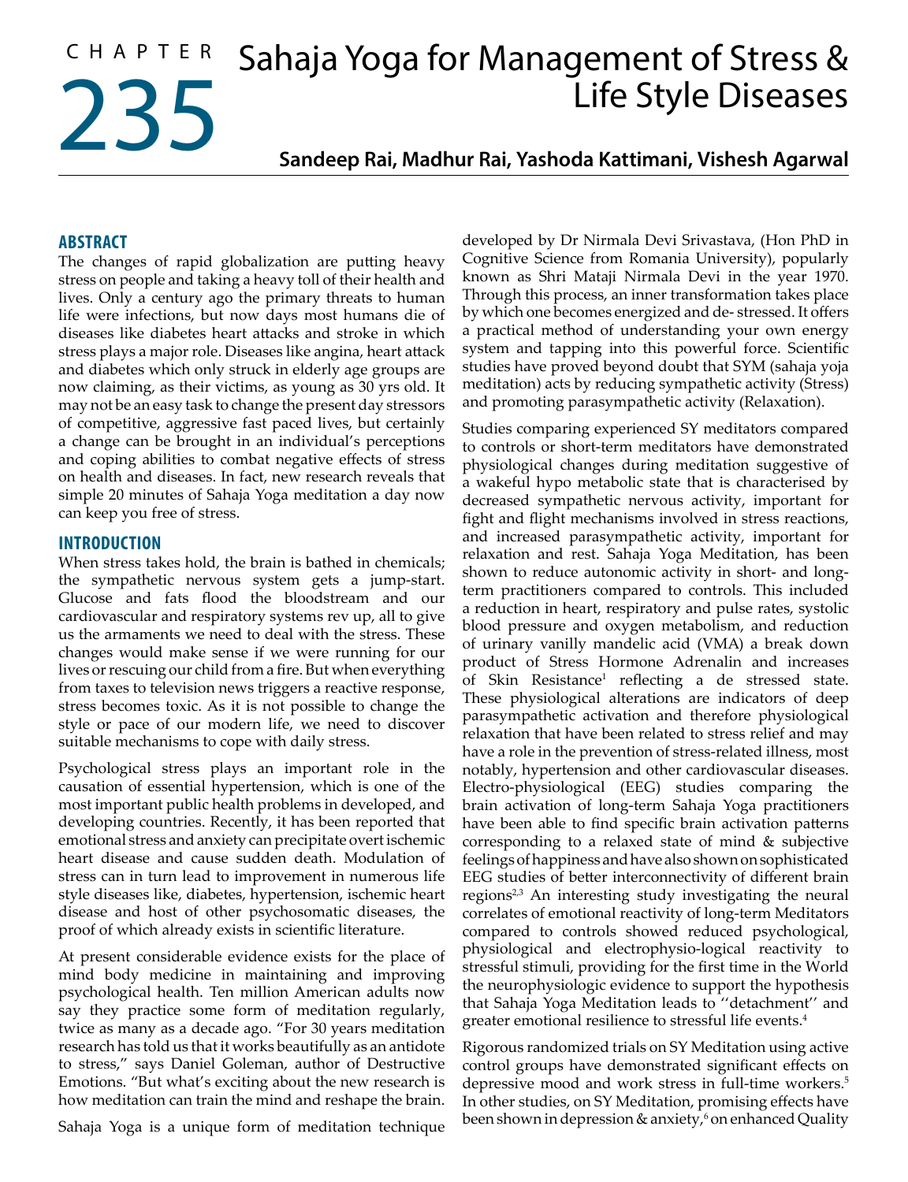# CHAPTER 235

# Sahaja Yoga for Management of Stress & Life Style Diseases

**Sandeep Rai, Madhur Rai, Yashoda Kattimani, Vishesh Agarwal**

## ABSTRACT

The changes of rapid globalization are putting heavy stress on people and taking a heavy toll of their health and lives. Only a century ago the primary threats to human life were infections, but now days most humans die of diseases like diabetes heart attacks and stroke in which stress plays a major role. Diseases like angina, heart attack and diabetes which only struck in elderly age groups are now claiming, as their victims, as young as 30 yrs old. It may not be an easy task to change the present day stressors of competitive, aggressive fast paced lives, but certainly a change can be brought in an individual's perceptions and coping abilities to combat negative effects of stress on health and diseases. In fact, new research reveals that simple 20 minutes of Sahaja Yoga meditation a day now can keep you free of stress.

## INTRODUCTION

When stress takes hold, the brain is bathed in chemicals; the sympathetic nervous system gets a jump-start. Glucose and fats flood the bloodstream and our cardiovascular and respiratory systems rev up, all to give us the armaments we need to deal with the stress. These changes would make sense if we were running for our lives or rescuing our child from a fire. But when everything from taxes to television news triggers a reactive response, stress becomes toxic. As it is not possible to change the style or pace of our modern life, we need to discover suitable mechanisms to cope with daily stress.

Psychological stress plays an important role in the causation of essential hypertension, which is one of the most important public health problems in developed, and developing countries. Recently, it has been reported that emotional stress and anxiety can precipitate overt ischemic heart disease and cause sudden death. Modulation of stress can in turn lead to improvement in numerous life style diseases like, diabetes, hypertension, ischemic heart disease and host of other psychosomatic diseases, the proof of which already exists in scientific literature.

At present considerable evidence exists for the place of mind body medicine in maintaining and improving psychological health. Ten million American adults now say they practice some form of meditation regularly, twice as many as a decade ago. "For 30 years meditation research has told us that it works beautifully as an antidote to stress," says Daniel Goleman, author of Destructive Emotions. "But what's exciting about the new research is how meditation can train the mind and reshape the brain.

Sahaja Yoga is a unique form of meditation technique developed by Dr Nirmala Devi Srivastava, (Hon PhD in Cognitive Science from Romania University), popularly known as Shri Mataji Nirmala Devi in the year 1970. Through this process, an inner transformation takes place by which one becomes energized and de- stressed. It offers a practical method of understanding your own energy system and tapping into this powerful force. Scientific studies have proved beyond doubt that SYM (sahaja yoja meditation) acts by reducing sympathetic activity (Stress) and promoting parasympathetic activity (Relaxation).

Studies comparing experienced SY meditators compared to controls or short-term meditators have demonstrated physiological changes during meditation suggestive of a wakeful hypo metabolic state that is characterised by decreased sympathetic nervous activity, important for fight and flight mechanisms involved in stress reactions, and increased parasympathetic activity, important for relaxation and rest. Sahaja Yoga Meditation, has been shown to reduce autonomic activity in short- and long-term practitioners compared to controls. This included a reduction in heart, respiratory and pulse rates, systolic blood pressure and oxygen metabolism, and reduction of urinary vanilly mandelic acid (VMA) a break down product of Stress Hormone Adrenalin and increases of Skin Resistance[1] reflecting a de stressed state. These physiological alterations are indicators of deep parasympathetic activation and therefore physiological relaxation that have been related to stress relief and may have a role in the prevention of stress-related illness, most notably, hypertension and other cardiovascular diseases. Electro-physiological (EEG) studies comparing the brain activation of long-term Sahaja Yoga practitioners have been able to find specific brain activation patterns corresponding to a relaxed state of mind & subjective feelings of happiness and have also shown on sophisticated EEG studies of better interconnectivity of different brain regions[2,3] An interesting study investigating the neural correlates of emotional reactivity of long-term Meditators compared to controls showed reduced psychological, physiological and electrophysio-logical reactivity to stressful stimuli, providing for the first time in the World the neurophysiologic evidence to support the hypothesis that Sahaja Yoga Meditation leads to ''detachment'' and greater emotional resilience to stressful life events.[4]

Rigorous randomized trials on SY Meditation using active control groups have demonstrated significant effects on depressive mood and work stress in full-time workers.[5] In other studies, on SY Meditation, promising effects have been shown in depression & anxiety,[6] on enhanced Quality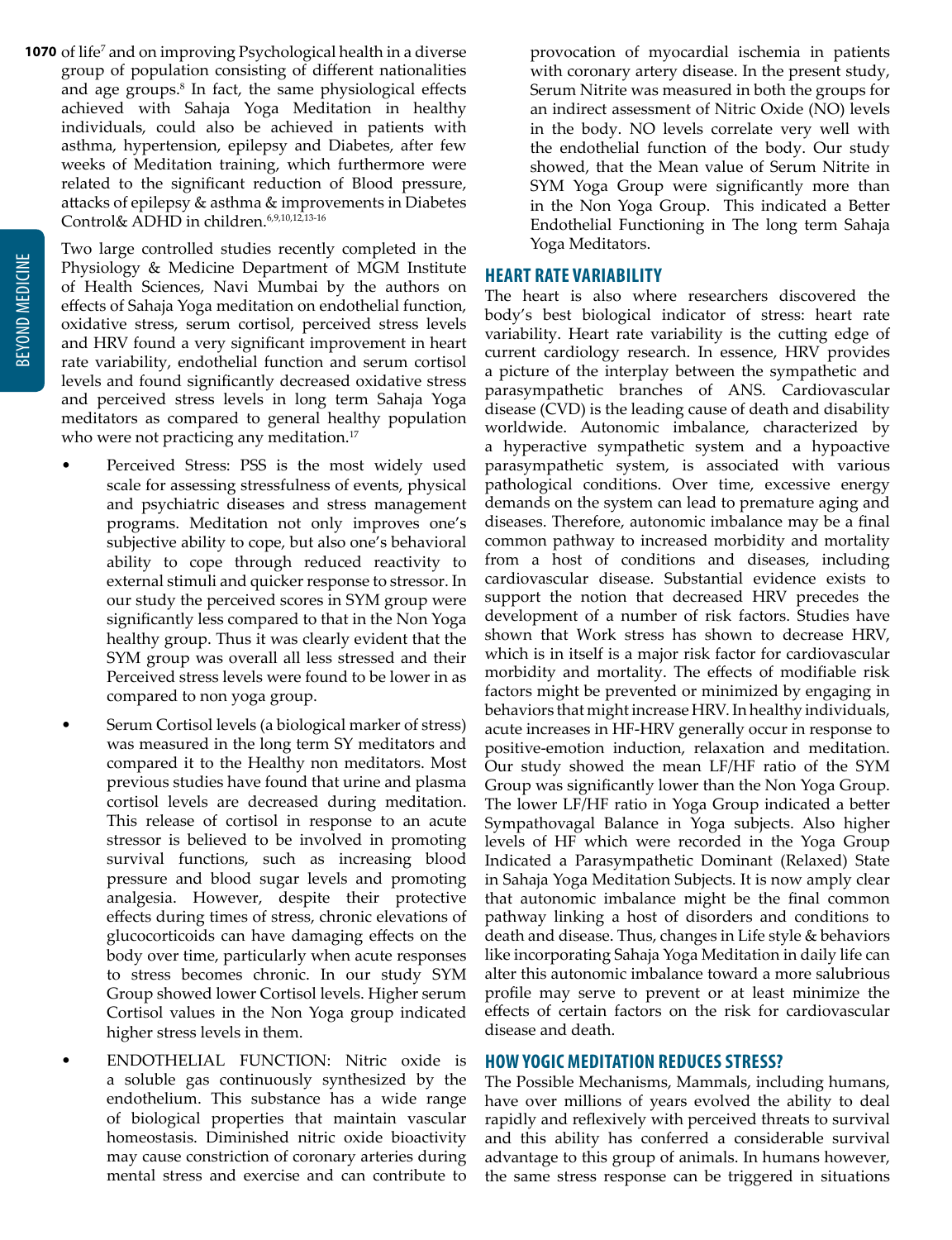of life[7] and on improving Psychological health in a diverse group of population consisting of different nationalities and age groups.[8] In fact, the same physiological effects achieved with Sahaja Yoga Meditation in healthy individuals, could also be achieved in patients with asthma, hypertension, epilepsy and Diabetes, after few weeks of Meditation training, which furthermore were related to the significant reduction of Blood pressure, attacks of epilepsy & asthma & improvements in Diabetes Control& ADHD in children.[6,9,10,12,13-16]

Two large controlled studies recently completed in the Physiology & Medicine Department of MGM Institute of Health Sciences, Navi Mumbai by the authors on effects of Sahaja Yoga meditation on endothelial function, oxidative stress, serum cortisol, perceived stress levels and HRV found a very significant improvement in heart rate variability, endothelial function and serum cortisol levels and found significantly decreased oxidative stress and perceived stress levels in long term Sahaja Yoga meditators as compared to general healthy population who were not practicing any meditation.[17]

- Perceived Stress: PSS is the most widely used scale for assessing stressfulness of events, physical and psychiatric diseases and stress management programs. Meditation not only improves one's subjective ability to cope, but also one's behavioral ability to cope through reduced reactivity to external stimuli and quicker response to stressor. In our study the perceived scores in SYM group were significantly less compared to that in the Non Yoga healthy group. Thus it was clearly evident that the SYM group was overall all less stressed and their Perceived stress levels were found to be lower in as compared to non yoga group.
- Serum Cortisol levels (a biological marker of stress) was measured in the long term SY meditators and compared it to the Healthy non meditators. Most previous studies have found that urine and plasma cortisol levels are decreased during meditation. This release of cortisol in response to an acute stressor is believed to be involved in promoting survival functions, such as increasing blood pressure and blood sugar levels and promoting analgesia. However, despite their protective effects during times of stress, chronic elevations of glucocorticoids can have damaging effects on the body over time, particularly when acute responses to stress becomes chronic. In our study SYM Group showed lower Cortisol levels. Higher serum Cortisol values in the Non Yoga group indicated higher stress levels in them.
- ENDOTHELIAL FUNCTION: Nitric oxide is a soluble gas continuously synthesized by the endothelium. This substance has a wide range of biological properties that maintain vascular homeostasis. Diminished nitric oxide bioactivity may cause constriction of coronary arteries during mental stress and exercise and can contribute to provocation of myocardial ischemia in patients with coronary artery disease. In the present study, Serum Nitrite was measured in both the groups for an indirect assessment of Nitric Oxide (NO) levels in the body. NO levels correlate very well with the endothelial function of the body. Our study showed, that the Mean value of Serum Nitrite in SYM Yoga Group were significantly more than in the Non Yoga Group. This indicated a Better Endothelial Functioning in The long term Sahaja Yoga Meditators.

## HEART RATE VARIABILITY

The heart is also where researchers discovered the body's best biological indicator of stress: heart rate variability. Heart rate variability is the cutting edge of current cardiology research. In essence, HRV provides a picture of the interplay between the sympathetic and parasympathetic branches of ANS. Cardiovascular disease (CVD) is the leading cause of death and disability worldwide. Autonomic imbalance, characterized by a hyperactive sympathetic system and a hypoactive parasympathetic system, is associated with various pathological conditions. Over time, excessive energy demands on the system can lead to premature aging and diseases. Therefore, autonomic imbalance may be a final common pathway to increased morbidity and mortality from a host of conditions and diseases, including cardiovascular disease. Substantial evidence exists to support the notion that decreased HRV precedes the development of a number of risk factors. Studies have shown that Work stress has shown to decrease HRV, which is in itself is a major risk factor for cardiovascular morbidity and mortality. The effects of modifiable risk factors might be prevented or minimized by engaging in behaviors that might increase HRV. In healthy individuals, acute increases in HF-HRV generally occur in response to positive-emotion induction, relaxation and meditation. Our study showed the mean LF/HF ratio of the SYM Group was significantly lower than the Non Yoga Group. The lower LF/HF ratio in Yoga Group indicated a better Sympathovagal Balance in Yoga subjects. Also higher levels of HF which were recorded in the Yoga Group Indicated a Parasympathetic Dominant (Relaxed) State in Sahaja Yoga Meditation Subjects. It is now amply clear that autonomic imbalance might be the final common pathway linking a host of disorders and conditions to death and disease. Thus, changes in Life style & behaviors like incorporating Sahaja Yoga Meditation in daily life can alter this autonomic imbalance toward a more salubrious profile may serve to prevent or at least minimize the effects of certain factors on the risk for cardiovascular disease and death.

## HOW YOGIC MEDITATION REDUCES STRESS?

The Possible Mechanisms, Mammals, including humans, have over millions of years evolved the ability to deal rapidly and reflexively with perceived threats to survival and this ability has conferred a considerable survival advantage to this group of animals. In humans however, the same stress response can be triggered in situations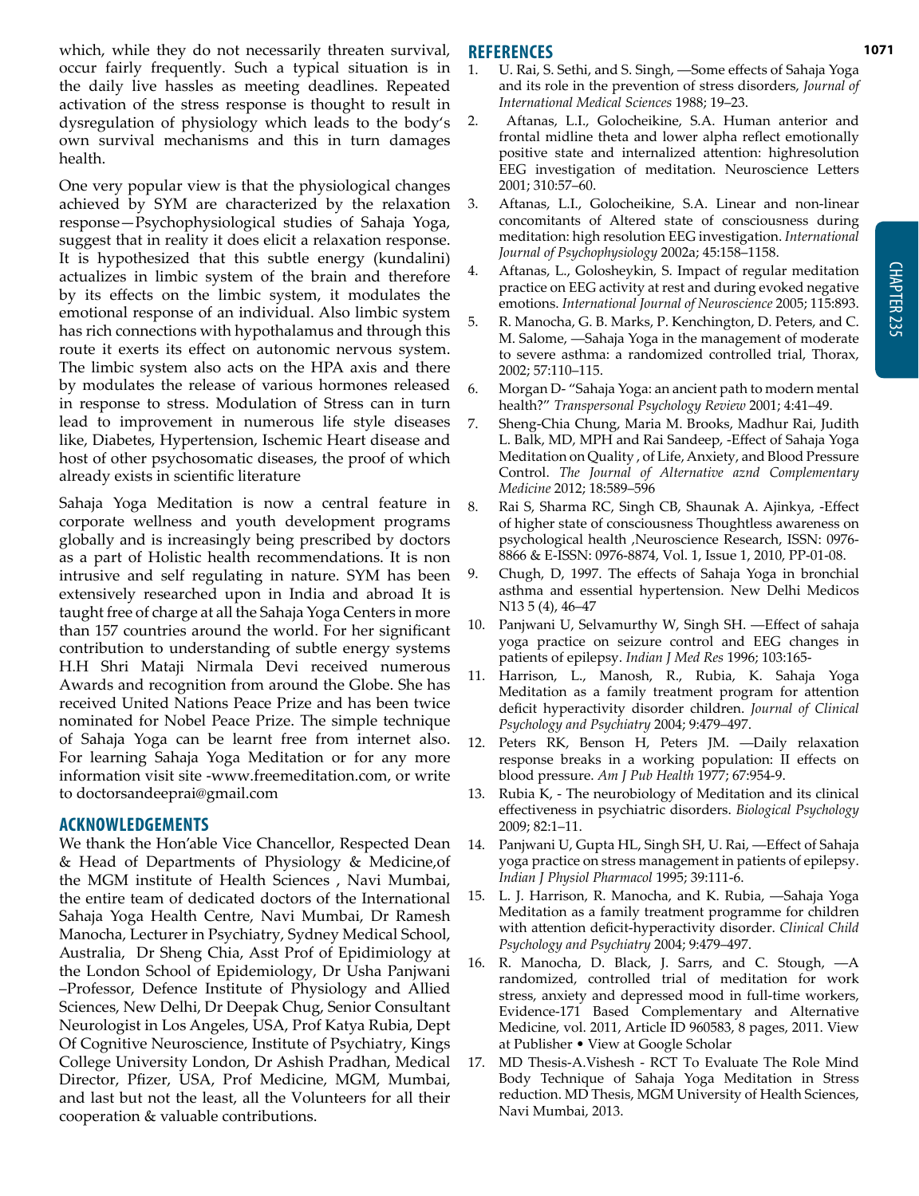which, while they do not necessarily threaten survival, occur fairly frequently. Such a typical situation is in the daily live hassles as meeting deadlines. Repeated activation of the stress response is thought to result in dysregulation of physiology which leads to the body's own survival mechanisms and this in turn damages health.

One very popular view is that the physiological changes achieved by SYM are characterized by the relaxation response—Psychophysiological studies of Sahaja Yoga, suggest that in reality it does elicit a relaxation response. It is hypothesized that this subtle energy (kundalini) actualizes in limbic system of the brain and therefore by its effects on the limbic system, it modulates the emotional response of an individual. Also limbic system has rich connections with hypothalamus and through this route it exerts its effect on autonomic nervous system. The limbic system also acts on the HPA axis and there by modulates the release of various hormones released in response to stress. Modulation of Stress can in turn lead to improvement in numerous life style diseases like, Diabetes, Hypertension, Ischemic Heart disease and host of other psychosomatic diseases, the proof of which already exists in scientific literature

Sahaja Yoga Meditation is now a central feature in corporate wellness and youth development programs globally and is increasingly being prescribed by doctors as a part of Holistic health recommendations. It is non intrusive and self regulating in nature. SYM has been extensively researched upon in India and abroad It is taught free of charge at all the Sahaja Yoga Centers in more than 157 countries around the world. For her significant contribution to understanding of subtle energy systems H.H Shri Mataji Nirmala Devi received numerous Awards and recognition from around the Globe. She has received United Nations Peace Prize and has been twice nominated for Nobel Peace Prize. The simple technique of Sahaja Yoga can be learnt free from internet also. For learning Sahaja Yoga Meditation or for any more information visit site -www.freemeditation.com, or write to doctorsandeeprai@gmail.com

## ACKNOWLEDGEMENTS

We thank the Hon'able Vice Chancellor, Respected Dean & Head of Departments of Physiology & Medicine,of the MGM institute of Health Sciences , Navi Mumbai, the entire team of dedicated doctors of the International Sahaja Yoga Health Centre, Navi Mumbai, Dr Ramesh Manocha, Lecturer in Psychiatry, Sydney Medical School, Australia, Dr Sheng Chia, Asst Prof of Epidimiology at the London School of Epidemiology, Dr Usha Panjwani –Professor, Defence Institute of Physiology and Allied Sciences, New Delhi, Dr Deepak Chug, Senior Consultant Neurologist in Los Angeles, USA, Prof Katya Rubia, Dept Of Cognitive Neuroscience, Institute of Psychiatry, Kings College University London, Dr Ashish Pradhan, Medical Director, Pfizer, USA, Prof Medicine, MGM, Mumbai, and last but not the least, all the Volunteers for all their cooperation & valuable contributions.

## REFERENCES

1. U. Rai, S. Sethi, and S. Singh, —Some effects of Sahaja Yoga and its role in the prevention of stress disorders, *Journal of International Medical Sciences* 1988; 19–23.
2. Aftanas, L.I., Golocheikine, S.A. Human anterior and frontal midline theta and lower alpha reflect emotionally positive state and internalized attention: highresolution EEG investigation of meditation. Neuroscience Letters 2001; 310:57–60.
3. Aftanas, L.I., Golocheikine, S.A. Linear and non-linear concomitants of Altered state of consciousness during meditation: high resolution EEG investigation. *International Journal of Psychophysiology* 2002a; 45:158–1158.
4. Aftanas, L., Golosheykin, S. Impact of regular meditation practice on EEG activity at rest and during evoked negative emotions. *International Journal of Neuroscience* 2005; 115:893.
5. R. Manocha, G. B. Marks, P. Kenchington, D. Peters, and C. M. Salome, —Sahaja Yoga in the management of moderate to severe asthma: a randomized controlled trial, Thorax, 2002; 57:110–115.
6. Morgan D- "Sahaja Yoga: an ancient path to modern mental health?" *Transpersonal Psychology Review* 2001; 4:41–49.
7. Sheng-Chia Chung, Maria M. Brooks, Madhur Rai, Judith L. Balk, MD, MPH and Rai Sandeep, -Effect of Sahaja Yoga Meditation on Quality , of Life, Anxiety, and Blood Pressure Control. *The Journal of Alternative aznd Complementary Medicine* 2012; 18:589–596
8. Rai S, Sharma RC, Singh CB, Shaunak A. Ajinkya, -Effect of higher state of consciousness Thoughtless awareness on psychological health ,Neuroscience Research, ISSN: 0976-8866 & E-ISSN: 0976-8874, Vol. 1, Issue 1, 2010, PP-01-08.
9. Chugh, D, 1997. The effects of Sahaja Yoga in bronchial asthma and essential hypertension. New Delhi Medicos N13 5 (4), 46–47
10. Panjwani U, Selvamurthy W, Singh SH. —Effect of sahaja yoga practice on seizure control and EEG changes in patients of epilepsy. *Indian J Med Res* 1996; 103:165-
11. Harrison, L., Manosh, R., Rubia, K. Sahaja Yoga Meditation as a family treatment program for attention deficit hyperactivity disorder children. *Journal of Clinical Psychology and Psychiatry* 2004; 9:479–497.
12. Peters RK, Benson H, Peters JM. —Daily relaxation response breaks in a working population: II effects on blood pressure. *Am J Pub Health* 1977; 67:954-9.
13. Rubia K, - The neurobiology of Meditation and its clinical effectiveness in psychiatric disorders. *Biological Psychology* 2009; 82:1–11.
14. Panjwani U, Gupta HL, Singh SH, U. Rai, —Effect of Sahaja yoga practice on stress management in patients of epilepsy. *Indian J Physiol Pharmacol* 1995; 39:111-6.
15. L. J. Harrison, R. Manocha, and K. Rubia, —Sahaja Yoga Meditation as a family treatment programme for children with attention deficit-hyperactivity disorder. *Clinical Child Psychology and Psychiatry* 2004; 9:479–497.
16. R. Manocha, D. Black, J. Sarrs, and C. Stough, —A randomized, controlled trial of meditation for work stress, anxiety and depressed mood in full-time workers, Evidence-171 Based Complementary and Alternative Medicine, vol. 2011, Article ID 960583, 8 pages, 2011. View at Publisher • View at Google Scholar
17. MD Thesis-A.Vishesh - RCT To Evaluate The Role Mind Body Technique of Sahaja Yoga Meditation in Stress reduction. MD Thesis, MGM University of Health Sciences, Navi Mumbai, 2013.